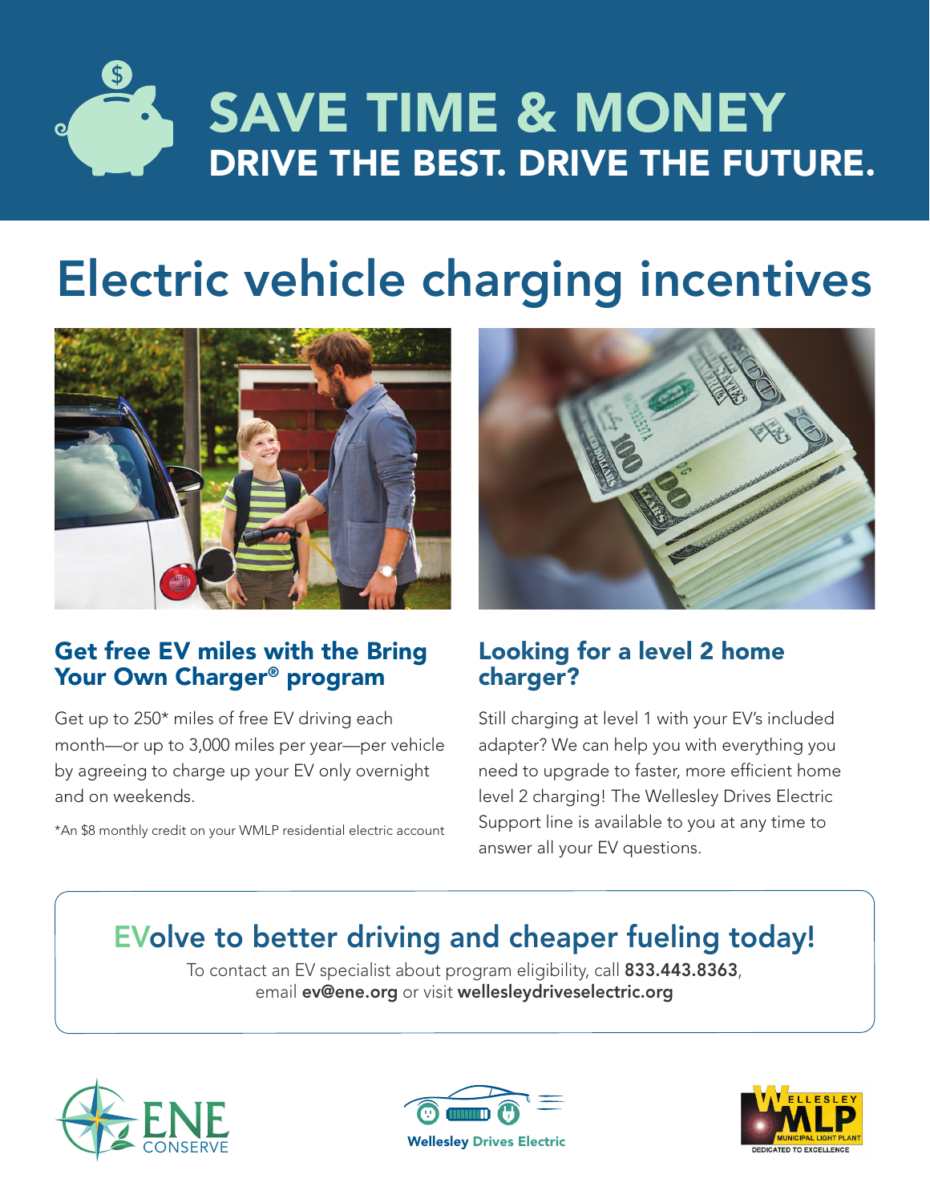# SAVE TIME & MONEY

## DRIVE THE BEST. DRIVE THE FUTURE.

# Electric vehicle charging incentives

### Get free EV miles with the Bring Your Own Charger® program

Get up to 250* miles of free EV driving each month—or up to 3,000 miles per year—per vehicle by agreeing to charge up your EV only overnight and on weekends.

*An $8 monthly credit on your WMLP residential electric account

### Looking for a level 2 home charger?

Still charging at level 1 with your EV's included adapter? We can help you with everything you need to upgrade to faster, more efficient home level 2 charging! The Wellesley Drives Electric Support line is available to you at any time to answer all your EV questions.

## EVolve to better driving and cheaper fueling today!

To contact an EV specialist about program eligibility, call **833.443.8363**, email **ev@ene.org** or visit **wellesleydriveselectric.org**

ENE CONSERVE

Wellesley Drives Electric

WELLESLEY MLP MUNICIPAL LIGHT PLANT DEDICATED TO EXCELLENCE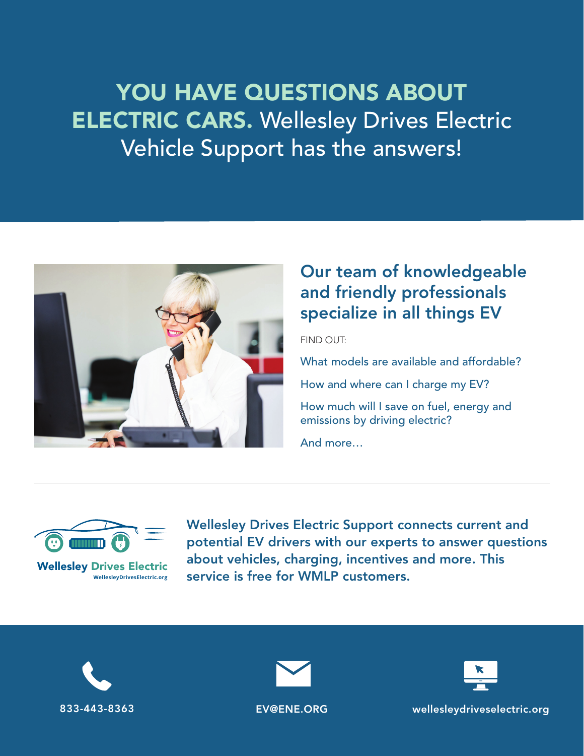# YOU HAVE QUESTIONS ABOUT ELECTRIC CARS. Wellesley Drives Electric Vehicle Support has the answers!

## Our team of knowledgeable and friendly professionals specialize in all things EV

FIND OUT:

What models are available and affordable?

How and where can I charge my EV?

How much will I save on fuel, energy and emissions by driving electric?

And more…

---

Wellesley Drives Electric
WellesleyDrivesElectric.org

**Wellesley Drives Electric Support connects current and potential EV drivers with our experts to answer questions about vehicles, charging, incentives and more. This service is free for WMLP customers.**

833-443-8363

EV@ENE.ORG

wellesleydriveselectric.org